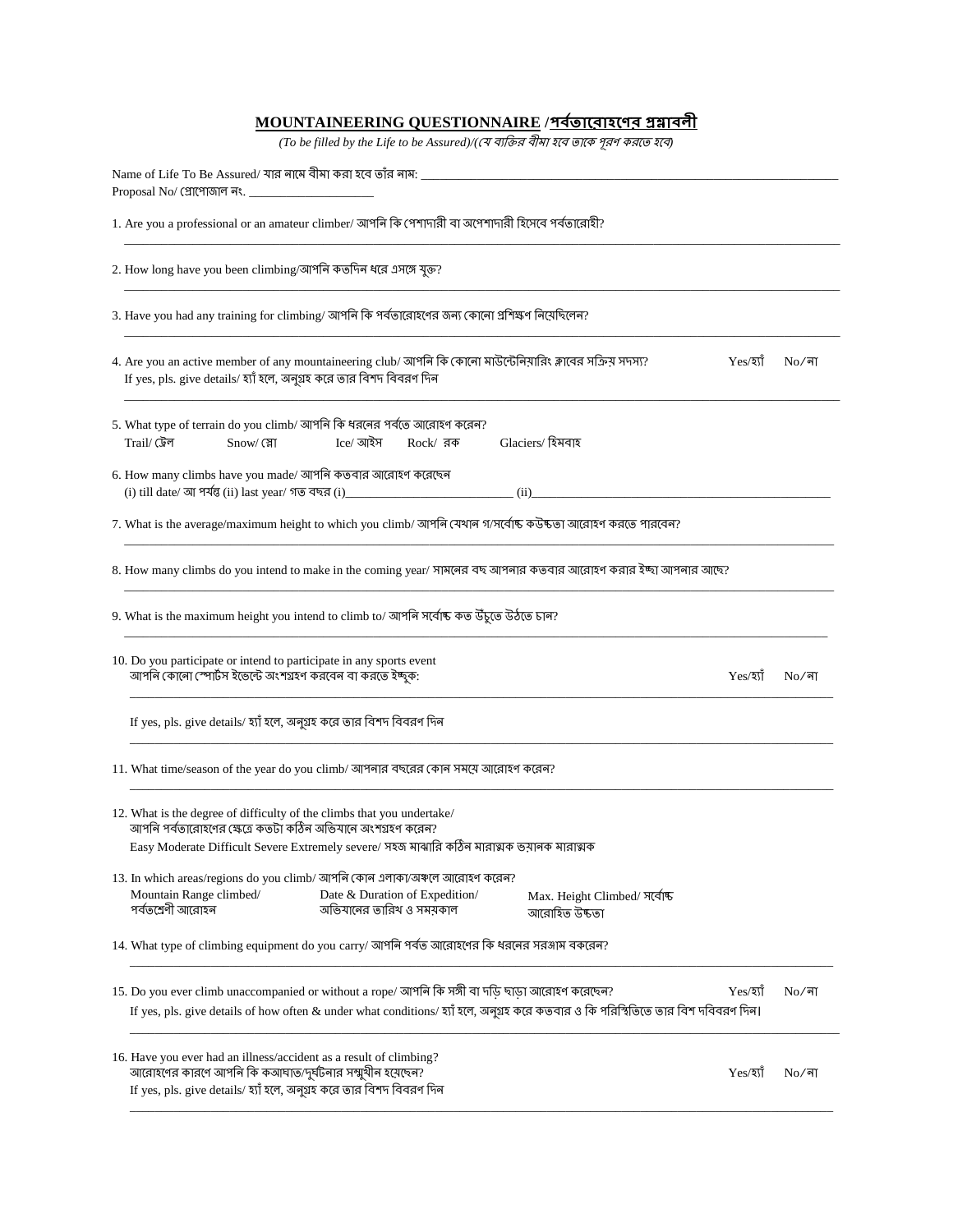# MOUNTAINEERING QUESTIONNAIRE /পর্বতারোহণের প্রশ্নাবলী

*(To be filled by the Life to be Assured)/(যে ব্যক্তির বীমা হবে তাকে পূরণ করতে হবে)*

Name of Life To Be Assured/ যার নামে বীমা করা হবে তাঁর নাম: ___________________________________________

Proposal No/ প্রোপোজাল নং. ____________________

1. Are you a professional or an amateur climber/ আপনি কি পেশাদারী বা অপেশাদারী হিসেবে পর্বতারোহী?

___________________________________________

2. How long have you been climbing/আপনি কতদিন ধরে এসঙ্গে যুক্ত?

___________________________________________

3. Have you had any training for climbing/ আপনি কি পর্বতারোহণের জন্য কোনো প্রশিক্ষণ নিয়েছিলেন?

___________________________________________

4. Are you an active member of any mountaineering club/ আপনি কি কোনো মাউন্টেনিয়ারিং ক্লাবের সক্রিয় সদস্য? Yes/হ্যাঁ No/না

   If yes, pls. give details/ হ্যাঁ হলে, অনুগ্রহ করে তার বিশদ বিবরণ দিন

___________________________________________

5. What type of terrain do you climb/ আপনি কি ধরনের পর্বতে আরোহণ করেন?

   Trail/ ট্রেল Snow/ স্নো Ice/ আইস Rock/ রক Glaciers/ হিমবাহ

6. How many climbs have you made/ আপনি কতবার আরোহণ করেছেন

   (i) till date/ আ পর্যন্ত (ii) last year/ গত বছর (i)__________________________ (ii)__________________________

7. What is the average/maximum height to which you climb/ আপনি যেথান গ/সর্বোচ্চ কউচ্চতা আরোহণ করতে পারবেন?

___________________________________________

8. How many climbs do you intend to make in the coming year/ সামনের বছ আপনার কতবার আরোহণ করার ইচ্ছা আপনার আছে?

___________________________________________

9. What is the maximum height you intend to climb to/ আপনি সর্বোচ্চ কত উঁচুতে উঠতে চান?

___________________________________________

10. Do you participate or intend to participate in any sports event

    আপনি কোনো স্পোর্টস ইভেন্টে অংশগ্রহণ করবেন বা করতে ইচ্ছুক: Yes/হ্যাঁ No/না

___________________________________________

    If yes, pls. give details/ হ্যাঁ হলে, অনুগ্রহ করে তার বিশদ বিবরণ দিন

___________________________________________

11. What time/season of the year do you climb/ আপনার বছরের কোন সময়ে আরোহণ করেন?

___________________________________________

12. What is the degree of difficulty of the climbs that you undertake/

    আপনি পর্বতারোহণের ক্ষেত্রে কতটা কঠিন অভিযানে অংশগ্রহণ করেন?

    Easy Moderate Difficult Severe Extremely severe/ সহজ মাঝারি কঠিন মারাত্মক ভয়ানক মারাত্মক

13. In which areas/regions do you climb/ আপনি কোন এলাকা/অঞ্চলে আরোহণ করেন?

| Mountain Range climbed/ পর্বতশ্রেণী আরোহন | Date & Duration of Expedition/ অভিযানের তারিখ ও সময়কাল | Max. Height Climbed/ সর্বোচ্চ আরোহিত উচ্চতা |
| --- | --- | --- |

14. What type of climbing equipment do you carry/ আপনি পর্বত আরোহণের কি ধরনের সরঞ্জাম বকরেন?

___________________________________________

15. Do you ever climb unaccompanied or without a rope/ আপনি কি সঙ্গী বা দড়ি ছাড়া আরোহণ করেছেন? Yes/হ্যাঁ No/না

    If yes, pls. give details of how often & under what conditions/ হ্যাঁ হলে, অনুগ্রহ করে কতবার ও কি পরিস্থিতিতে তার বিশ দবিবরণ দিন।

___________________________________________

16. Have you ever had an illness/accident as a result of climbing?

    আরোহণের কারণে আপনি কি কআঘাত/দুর্ঘটনার সম্মুখীন হয়েছেন? Yes/হ্যাঁ No/না

    If yes, pls. give details/ হ্যাঁ হলে, অনুগ্রহ করে তার বিশদ বিবরণ দিন

___________________________________________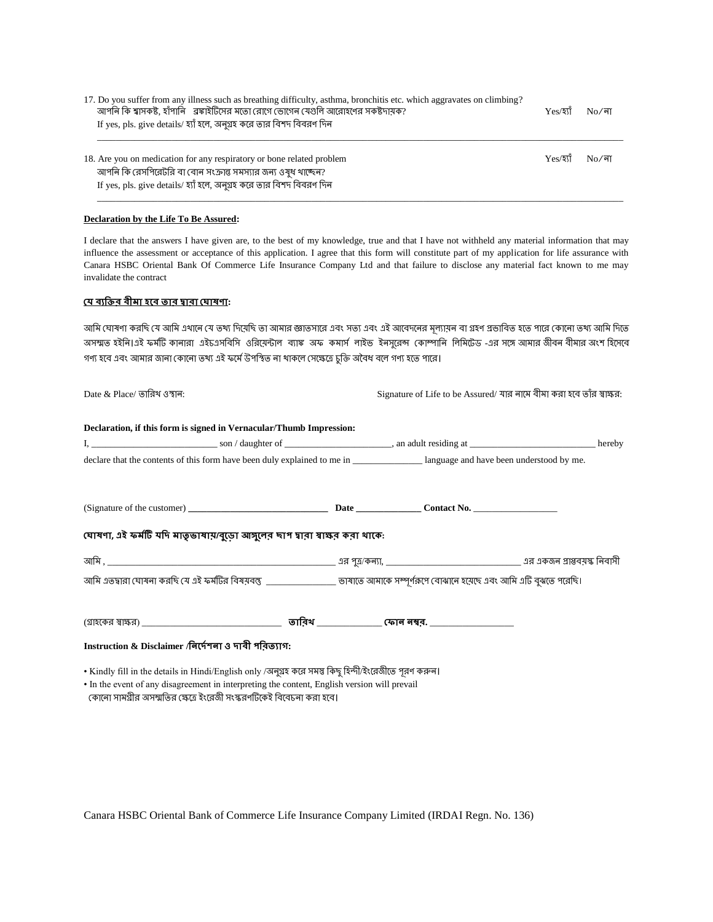17. Do you suffer from any illness such as breathing difficulty, asthma, bronchitis etc. which aggravates on climbing?
আপনি কি শ্বাসকষ্ট, হাঁপানি ব্রঙ্কাইটিসের মতো রোগে ভোগেন যেগুলি আরোহণের সকষ্টদায়ক? Yes/হ্যাঁ No/না
If yes, pls. give details/ হ্যাঁ হলে, অনুগ্রহ করে তার বিশদ বিবরণ দিন

___________________________________________________________________________

18. Are you on medication for any respiratory or bone related problem Yes/হ্যাঁ No/না
আপনি কি রেসপিরেটরি বা বোন সংক্রান্ত সমস্যার জন্য ওষুধ খাচ্ছেন?
If yes, pls. give details/ হ্যাঁ হলে, অনুগ্রহ করে তার বিশদ বিবরণ দিন

___________________________________________________________________________

**Declaration by the Life To Be Assured:**

I declare that the answers I have given are, to the best of my knowledge, true and that I have not withheld any material information that may influence the assessment or acceptance of this application. I agree that this form will constitute part of my application for life assurance with Canara HSBC Oriental Bank Of Commerce Life Insurance Company Ltd and that failure to disclose any material fact known to me may invalidate the contract

**যে ব্যক্তির বীমা হবে তার দ্বারা ঘোষণা:**

আমি ঘোষণা করছি যে আমি এখানে যে তথ্য দিয়েছি তা আমার জ্ঞাতসারে এবং সত্য এবং এই আবেদনের মূল্যায়ন বা গ্রহণ প্রভাবিত হতে পারে কোনো তথ্য আমি দিতে অসম্মত হইনি।এই ফর্মটি কানারা এইচএসবিসি ওরিয়েন্টাল ব্যাঙ্ক অফ কমার্স লাইভ ইনসুরেন্স কোম্পানি লিমিটেড -এর সঙ্গে আমার জীবন বীমার অংশ হিসেবে গণ্য হবে এবং আমার জানা কোনো তথ্য এই ফর্মে উপস্থিত না থাকলে সেক্ষেত্রে চুক্তি অবৈধ বলে গণ্য হতে পারে।

Date & Place/ তারিখ ওস্থান: Signature of Life to be Assured/ যার নামে বীমা করা হবে তাঁর স্বাক্ষর:

**Declaration, if this form is signed in Vernacular/Thumb Impression:**

I, __________________________ son / daughter of ______________________, an adult residing at __________________________ hereby declare that the contents of this form have been duly explained to me in ______________ language and have been understood by me.

(Signature of the customer) **______________________________ Date ______________ Contact No.** __________________

**ঘোষণা, এই ফর্মটি যদি মাতৃভাষায়/বুড়ো আঙ্গুলের ছাপ দ্বারা স্বাক্ষর করা থাকে:**

আমি , ________________________________________________ এর পুত্র/কন্যা, ____________________________ এর একজন প্রাপ্তবয়স্ক নিবাসী আমি এতদ্বারা ঘোষনা করছি যে এই ফর্মটির বিষয়বস্তু _______________ ভাষাতে আমাকে সম্পূর্ণরূপে বোঝানো হয়েছে এবং আমি এটি বুঝতে পেরেছি।

(গ্রাহকের স্বাক্ষর) ______________________________ **তারিখ ______________ ফোন নম্বর.** __________________

**Instruction & Disclaimer /নির্দেশনা ও দাবী পরিত্যাগ:**

- Kindly fill in the details in Hindi/English only /অনুগ্রহ করে সমস্ত কিছু হিন্দী/ইংরেজীতে পূরণ করুন।
- In the event of any disagreement in interpreting the content, English version will prevail
  কোনো সামগ্রীর অসম্মতির ক্ষেত্রে ইংরেজী সংস্করণটিকেই বিবেচনা করা হবে।

Canara HSBC Oriental Bank of Commerce Life Insurance Company Limited (IRDAI Regn. No. 136)